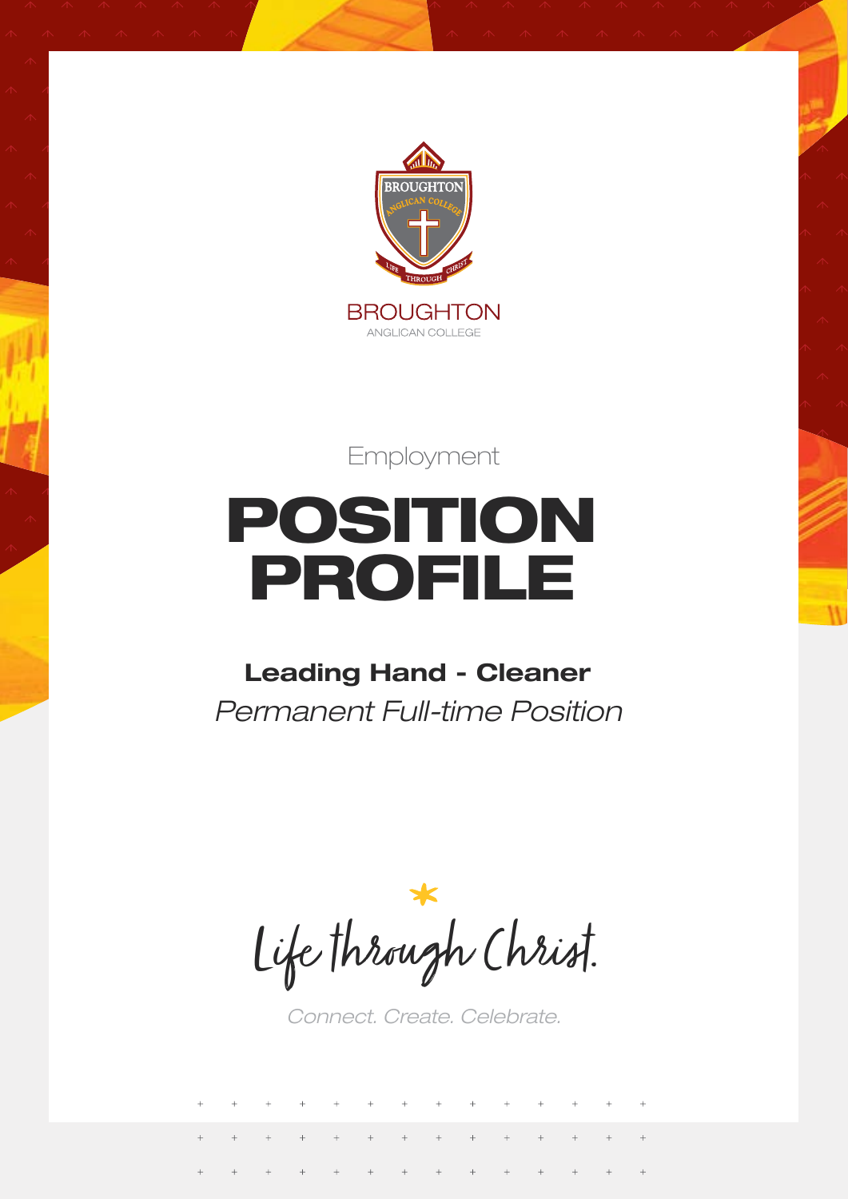BROUGHTON

ANGLICAN COLLEGE

Employment

# POSITION PROFILE

## Leading Hand - Cleaner

*Permanent Full-time Position*

Life through Christ.

*Connect. Create. Celebrate.*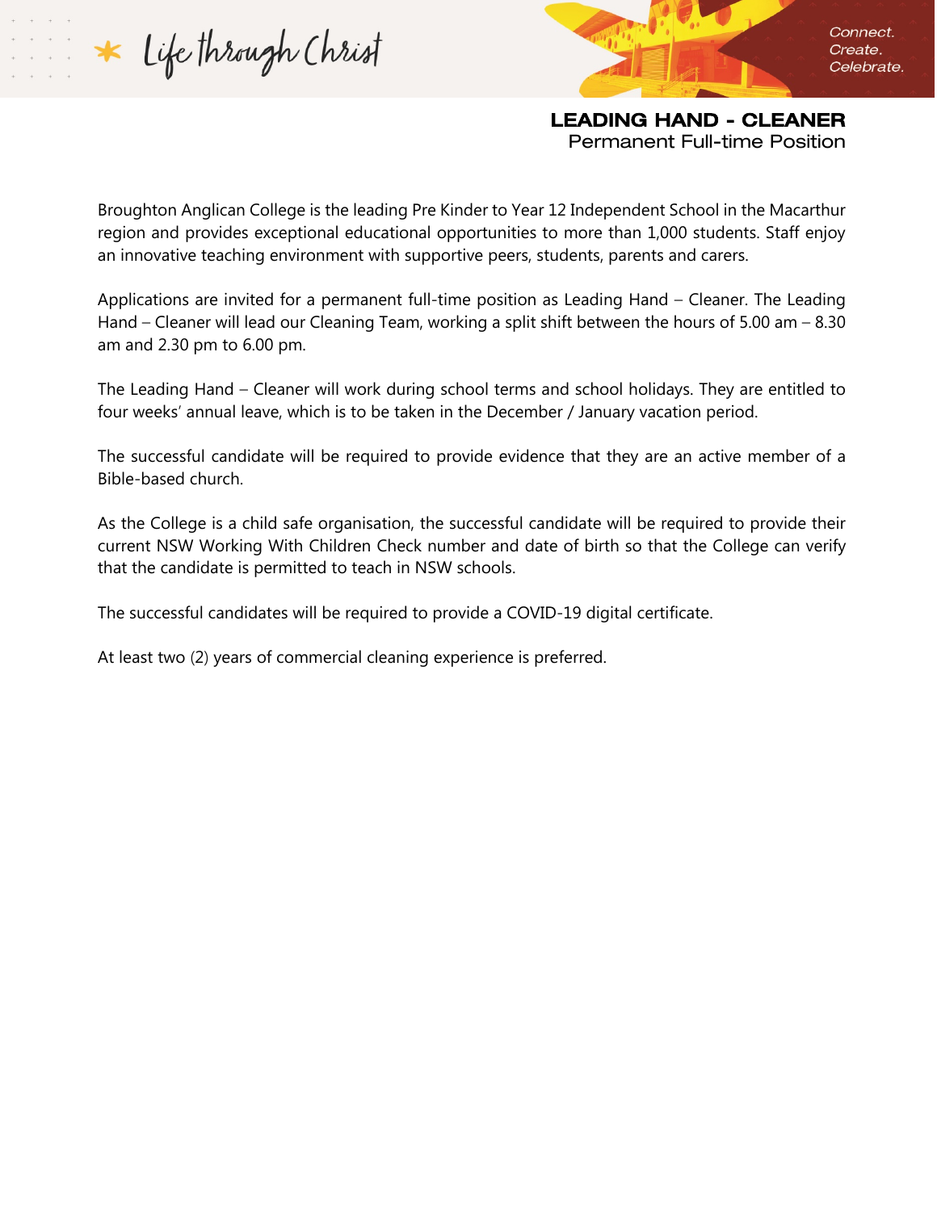# LEADING HAND - CLEANER

Permanent Full-time Position

Broughton Anglican College is the leading Pre Kinder to Year 12 Independent School in the Macarthur region and provides exceptional educational opportunities to more than 1,000 students. Staff enjoy an innovative teaching environment with supportive peers, students, parents and carers.

Applications are invited for a permanent full-time position as Leading Hand – Cleaner. The Leading Hand – Cleaner will lead our Cleaning Team, working a split shift between the hours of 5.00 am – 8.30 am and 2.30 pm to 6.00 pm.

The Leading Hand – Cleaner will work during school terms and school holidays. They are entitled to four weeks' annual leave, which is to be taken in the December / January vacation period.

The successful candidate will be required to provide evidence that they are an active member of a Bible-based church.

As the College is a child safe organisation, the successful candidate will be required to provide their current NSW Working With Children Check number and date of birth so that the College can verify that the candidate is permitted to teach in NSW schools.

The successful candidates will be required to provide a COVID-19 digital certificate.

At least two (2) years of commercial cleaning experience is preferred.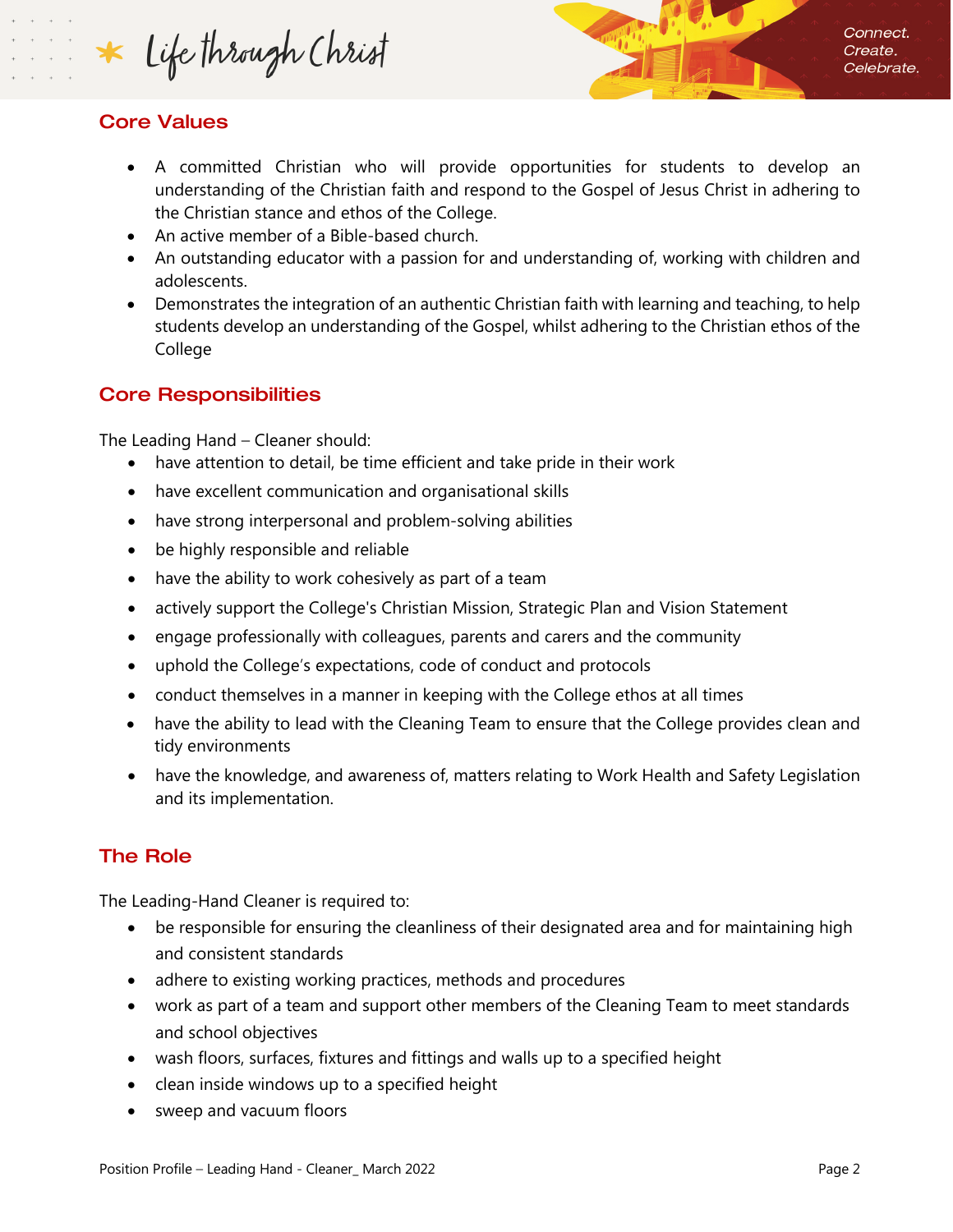## Core Values

- A committed Christian who will provide opportunities for students to develop an understanding of the Christian faith and respond to the Gospel of Jesus Christ in adhering to the Christian stance and ethos of the College.
- An active member of a Bible-based church.
- An outstanding educator with a passion for and understanding of, working with children and adolescents.
- Demonstrates the integration of an authentic Christian faith with learning and teaching, to help students develop an understanding of the Gospel, whilst adhering to the Christian ethos of the College

## Core Responsibilities

The Leading Hand – Cleaner should:

- have attention to detail, be time efficient and take pride in their work
- have excellent communication and organisational skills
- have strong interpersonal and problem-solving abilities
- be highly responsible and reliable
- have the ability to work cohesively as part of a team
- actively support the College's Christian Mission, Strategic Plan and Vision Statement
- engage professionally with colleagues, parents and carers and the community
- uphold the College's expectations, code of conduct and protocols
- conduct themselves in a manner in keeping with the College ethos at all times
- have the ability to lead with the Cleaning Team to ensure that the College provides clean and tidy environments
- have the knowledge, and awareness of, matters relating to Work Health and Safety Legislation and its implementation.

## The Role

The Leading-Hand Cleaner is required to:

- be responsible for ensuring the cleanliness of their designated area and for maintaining high and consistent standards
- adhere to existing working practices, methods and procedures
- work as part of a team and support other members of the Cleaning Team to meet standards and school objectives
- wash floors, surfaces, fixtures and fittings and walls up to a specified height
- clean inside windows up to a specified height
- sweep and vacuum floors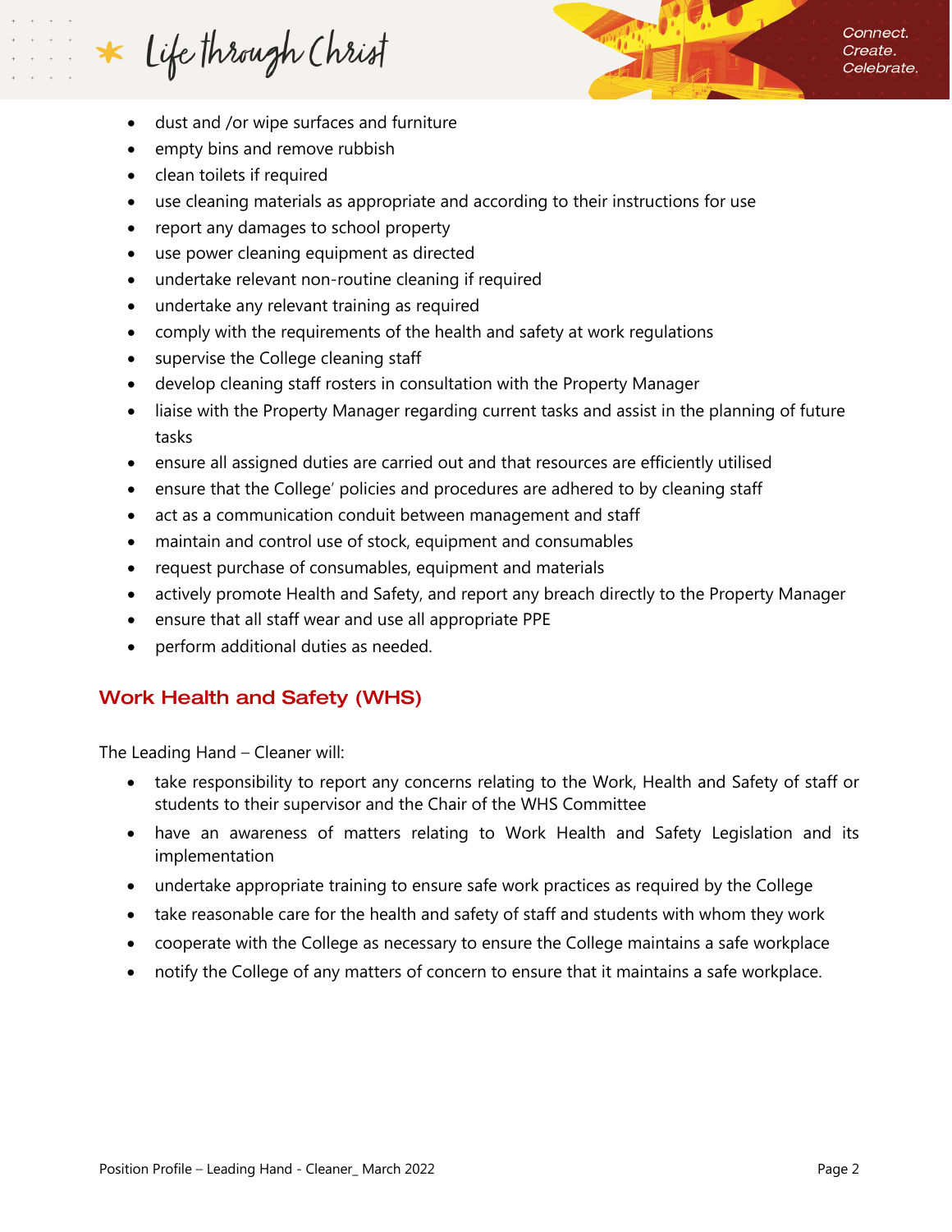- dust and /or wipe surfaces and furniture
- empty bins and remove rubbish
- clean toilets if required
- use cleaning materials as appropriate and according to their instructions for use
- report any damages to school property
- use power cleaning equipment as directed
- undertake relevant non-routine cleaning if required
- undertake any relevant training as required
- comply with the requirements of the health and safety at work regulations
- supervise the College cleaning staff
- develop cleaning staff rosters in consultation with the Property Manager
- liaise with the Property Manager regarding current tasks and assist in the planning of future tasks
- ensure all assigned duties are carried out and that resources are efficiently utilised
- ensure that the College' policies and procedures are adhered to by cleaning staff
- act as a communication conduit between management and staff
- maintain and control use of stock, equipment and consumables
- request purchase of consumables, equipment and materials
- actively promote Health and Safety, and report any breach directly to the Property Manager
- ensure that all staff wear and use all appropriate PPE
- perform additional duties as needed.

## Work Health and Safety (WHS)

The Leading Hand – Cleaner will:

- take responsibility to report any concerns relating to the Work, Health and Safety of staff or students to their supervisor and the Chair of the WHS Committee
- have an awareness of matters relating to Work Health and Safety Legislation and its implementation
- undertake appropriate training to ensure safe work practices as required by the College
- take reasonable care for the health and safety of staff and students with whom they work
- cooperate with the College as necessary to ensure the College maintains a safe workplace
- notify the College of any matters of concern to ensure that it maintains a safe workplace.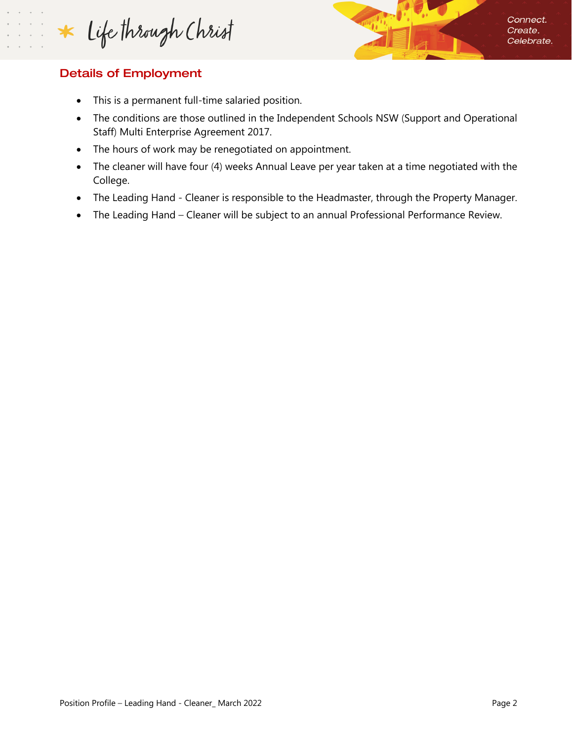## Details of Employment

- This is a permanent full-time salaried position.
- The conditions are those outlined in the Independent Schools NSW (Support and Operational Staff) Multi Enterprise Agreement 2017.
- The hours of work may be renegotiated on appointment.
- The cleaner will have four (4) weeks Annual Leave per year taken at a time negotiated with the College.
- The Leading Hand - Cleaner is responsible to the Headmaster, through the Property Manager.
- The Leading Hand – Cleaner will be subject to an annual Professional Performance Review.